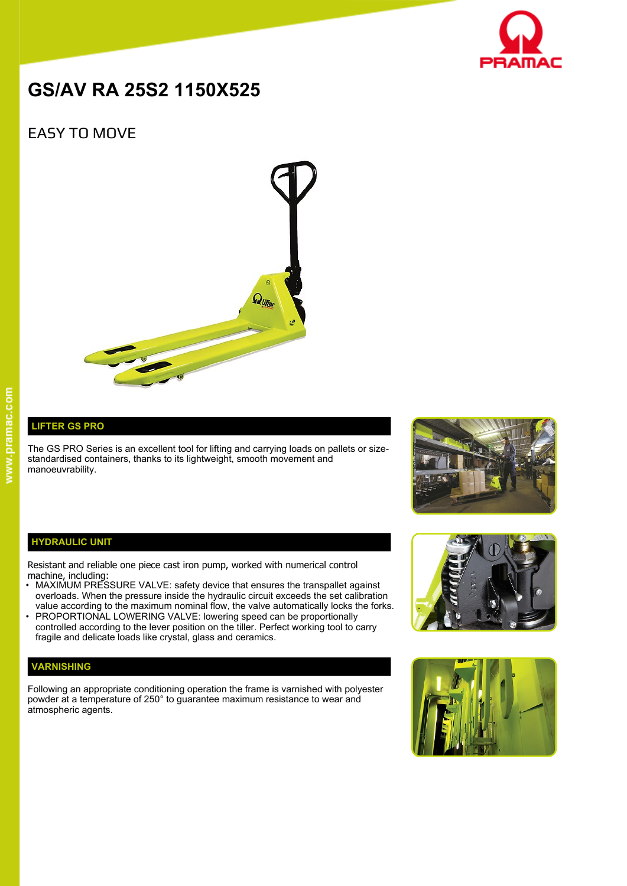# GS/AV RA 25S2 1150X525

## EASY TO MOVE

### LIFTER GS PRO

The GS PRO Series is an excellent tool for lifting and carrying loads on pallets or size-standardised containers, thanks to its lightweight, smooth movement and manoeuvrability.

### HYDRAULIC UNIT

Resistant and reliable one piece cast iron pump, worked with numerical control machine, including:

- MAXIMUM PRESSURE VALVE: safety device that ensures the transpallet against overloads. When the pressure inside the hydraulic circuit exceeds the set calibration value according to the maximum nominal flow, the valve automatically locks the forks.
- PROPORTIONAL LOWERING VALVE: lowering speed can be proportionally controlled according to the lever position on the tiller. Perfect working tool to carry fragile and delicate loads like crystal, glass and ceramics.

### VARNISHING

Following an appropriate conditioning operation the frame is varnished with polyester powder at a temperature of 250° to guarantee maximum resistance to wear and atmospheric agents.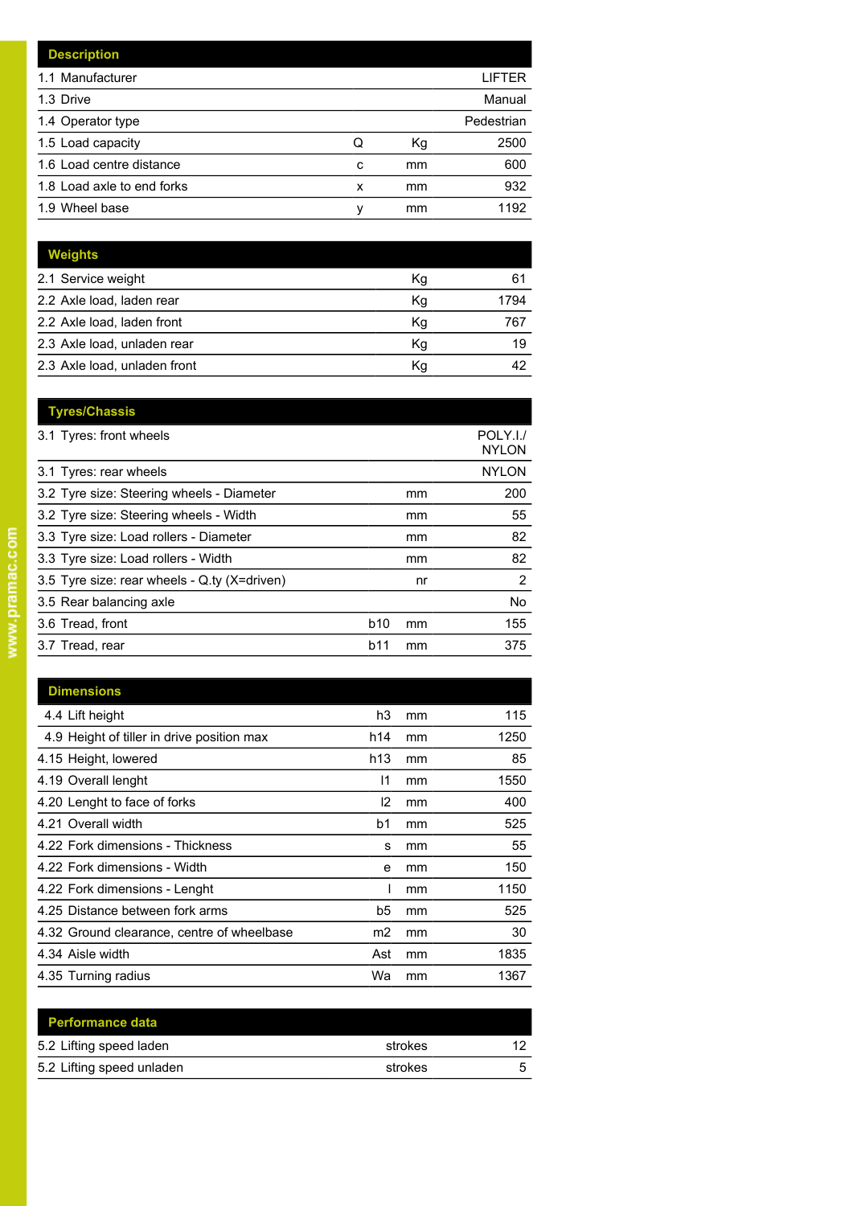| Description | | | |
|---|---|---|---|
| 1.1 Manufacturer | | | LIFTER |
| 1.3 Drive | | | Manual |
| 1.4 Operator type | | | Pedestrian |
| 1.5 Load capacity | Q | Kg | 2500 |
| 1.6 Load centre distance | c | mm | 600 |
| 1.8 Load axle to end forks | x | mm | 932 |
| 1.9 Wheel base | y | mm | 1192 |

| Weights | | | |
|---|---|---|---|
| 2.1 Service weight | | Kg | 61 |
| 2.2 Axle load, laden rear | | Kg | 1794 |
| 2.2 Axle load, laden front | | Kg | 767 |
| 2.3 Axle load, unladen rear | | Kg | 19 |
| 2.3 Axle load, unladen front | | Kg | 42 |

| Tyres/Chassis | | | |
|---|---|---|---|
| 3.1 Tyres: front wheels | | | POLY.I./ NYLON |
| 3.1 Tyres: rear wheels | | | NYLON |
| 3.2 Tyre size: Steering wheels - Diameter | | mm | 200 |
| 3.2 Tyre size: Steering wheels - Width | | mm | 55 |
| 3.3 Tyre size: Load rollers - Diameter | | mm | 82 |
| 3.3 Tyre size: Load rollers - Width | | mm | 82 |
| 3.5 Tyre size: rear wheels - Q.ty (X=driven) | | nr | 2 |
| 3.5 Rear balancing axle | | | No |
| 3.6 Tread, front | b10 | mm | 155 |
| 3.7 Tread, rear | b11 | mm | 375 |

| Dimensions | | | |
|---|---|---|---|
| 4.4 Lift height | h3 | mm | 115 |
| 4.9 Height of tiller in drive position max | h14 | mm | 1250 |
| 4.15 Height, lowered | h13 | mm | 85 |
| 4.19 Overall lenght | l1 | mm | 1550 |
| 4.20 Lenght to face of forks | l2 | mm | 400 |
| 4.21 Overall width | b1 | mm | 525 |
| 4.22 Fork dimensions - Thickness | s | mm | 55 |
| 4.22 Fork dimensions - Width | e | mm | 150 |
| 4.22 Fork dimensions - Lenght | l | mm | 1150 |
| 4.25 Distance between fork arms | b5 | mm | 525 |
| 4.32 Ground clearance, centre of wheelbase | m2 | mm | 30 |
| 4.34 Aisle width | Ast | mm | 1835 |
| 4.35 Turning radius | Wa | mm | 1367 |

| Performance data | | | |
|---|---|---|---|
| 5.2 Lifting speed laden | | strokes | 12 |
| 5.2 Lifting speed unladen | | strokes | 5 |

www.pramac.com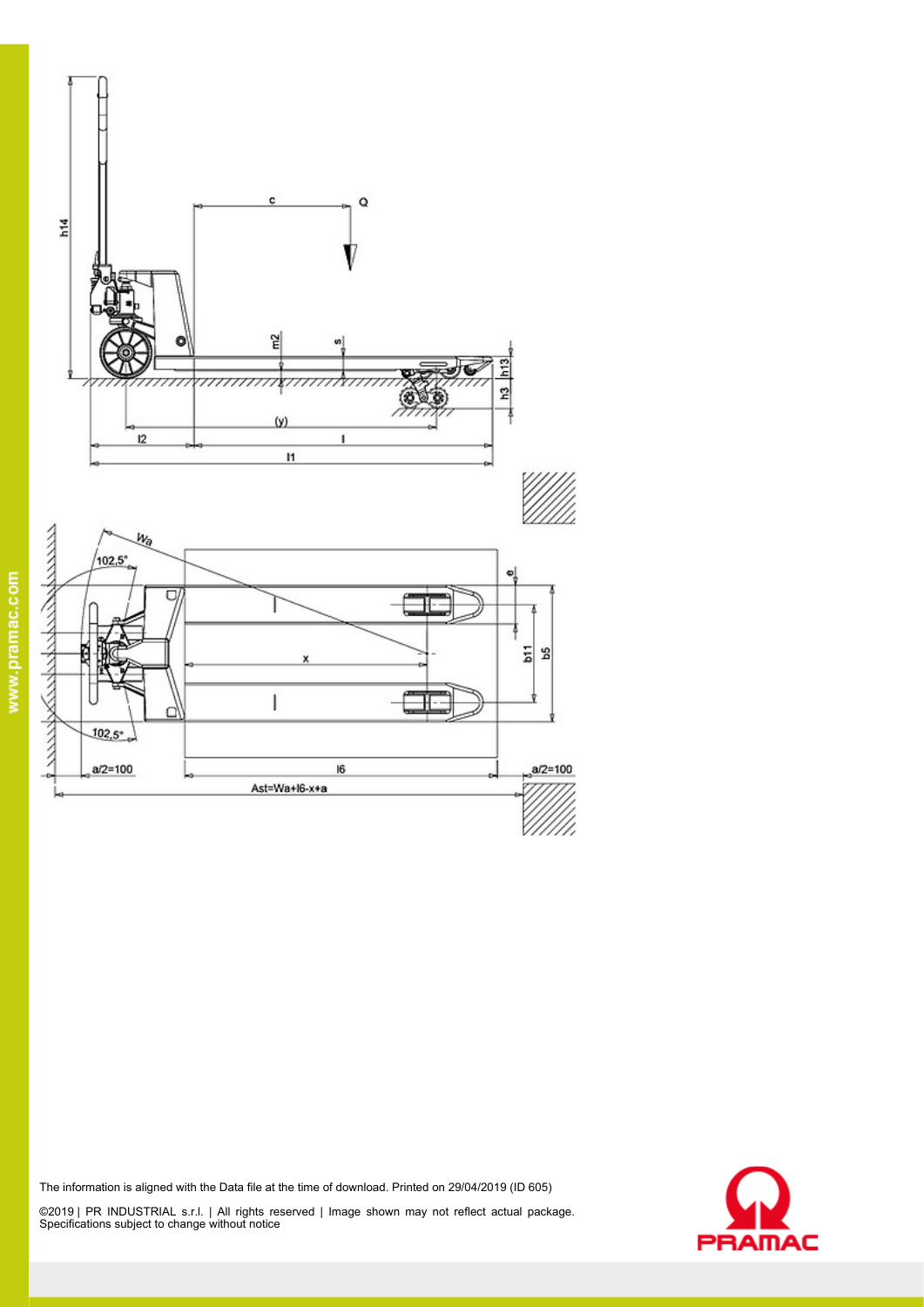h14

c

Q

m2

s

h13

h3

(y)

l2

l

l1

Wa

102,5°

e

x

b11

b5

102,5°

a/2=100

l6

a/2=100

Ast=Wa+l6-x+a

The information is aligned with the Data file at the time of download. Printed on 29/04/2019 (ID 605)

©2019 | PR INDUSTRIAL s.r.l. | All rights reserved | Image shown may not reflect actual package. Specifications subject to change without notice